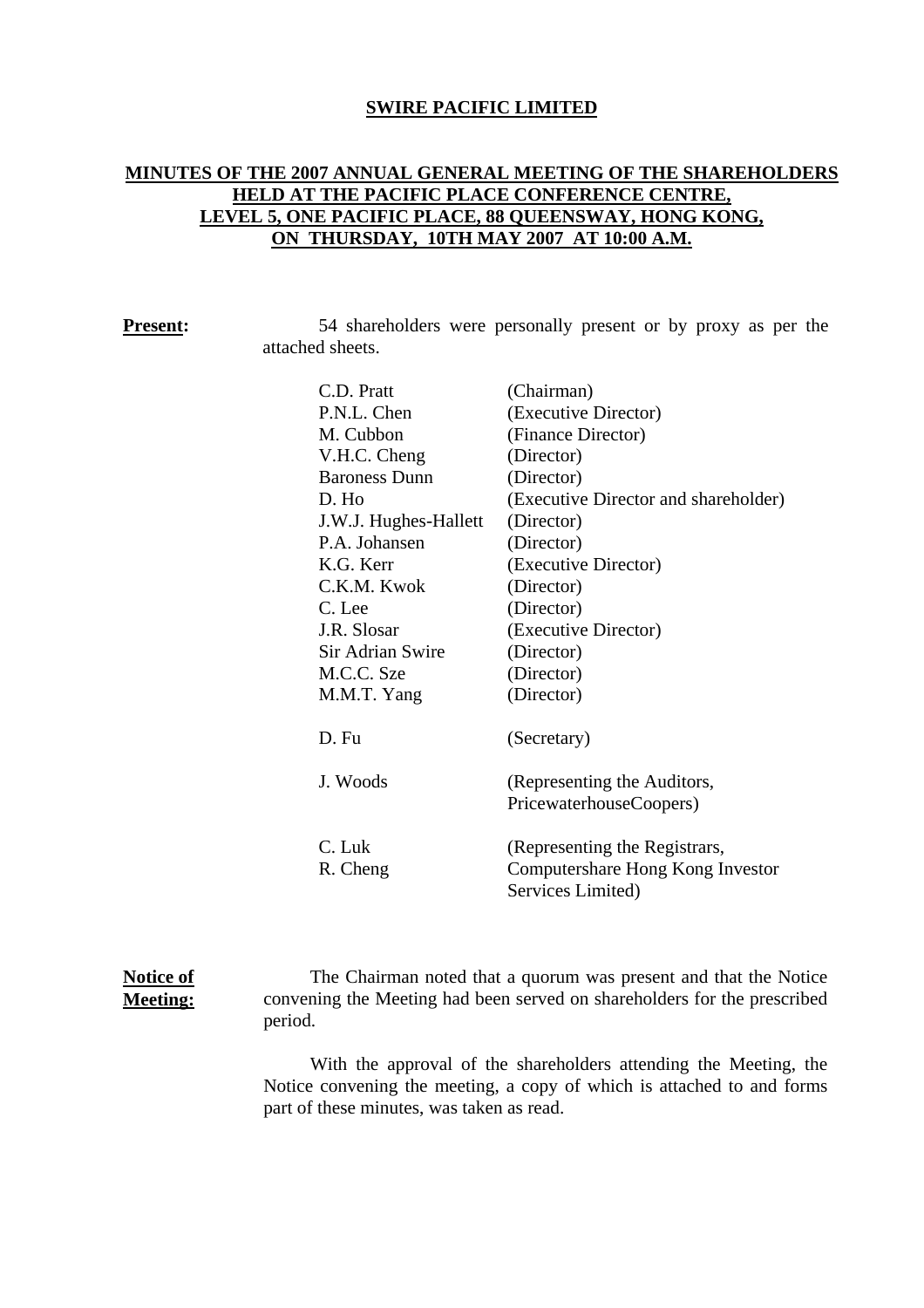**SWIRE PACIFIC LIMITED**

**MINUTES OF THE 2007 ANNUAL GENERAL MEETING OF THE SHAREHOLDERS HELD AT THE PACIFIC PLACE CONFERENCE CENTRE, LEVEL 5, ONE PACIFIC PLACE, 88 QUEENSWAY, HONG KONG, ON THURSDAY, 10TH MAY 2007 AT 10:00 A.M.**

**Present:** 54 shareholders were personally present or by proxy as per the attached sheets.

| | |
|---|---|
| C.D. Pratt | (Chairman) |
| P.N.L. Chen | (Executive Director) |
| M. Cubbon | (Finance Director) |
| V.H.C. Cheng | (Director) |
| Baroness Dunn | (Director) |
| D. Ho | (Executive Director and shareholder) |
| J.W.J. Hughes-Hallett | (Director) |
| P.A. Johansen | (Director) |
| K.G. Kerr | (Executive Director) |
| C.K.M. Kwok | (Director) |
| C. Lee | (Director) |
| J.R. Slosar | (Executive Director) |
| Sir Adrian Swire | (Director) |
| M.C.C. Sze | (Director) |
| M.M.T. Yang | (Director) |
| D. Fu | (Secretary) |
| J. Woods | (Representing the Auditors, PricewaterhouseCoopers) |
| C. Luk<br>R. Cheng | (Representing the Registrars, Computershare Hong Kong Investor Services Limited) |

**Notice of Meeting:** The Chairman noted that a quorum was present and that the Notice convening the Meeting had been served on shareholders for the prescribed period.

With the approval of the shareholders attending the Meeting, the Notice convening the meeting, a copy of which is attached to and forms part of these minutes, was taken as read.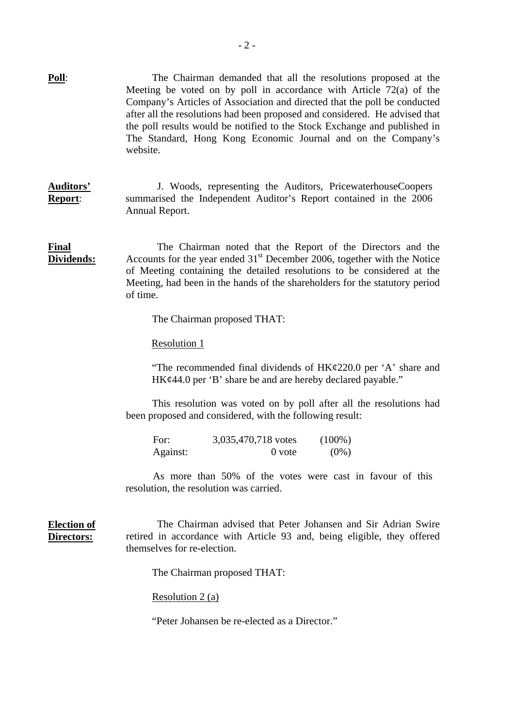**Poll**: The Chairman demanded that all the resolutions proposed at the Meeting be voted on by poll in accordance with Article 72(a) of the Company's Articles of Association and directed that the poll be conducted after all the resolutions had been proposed and considered. He advised that the poll results would be notified to the Stock Exchange and published in The Standard, Hong Kong Economic Journal and on the Company's website.

**Auditors' Report**: J. Woods, representing the Auditors, PricewaterhouseCoopers summarised the Independent Auditor's Report contained in the 2006 Annual Report.

**Final Dividends:** The Chairman noted that the Report of the Directors and the Accounts for the year ended 31st December 2006, together with the Notice of Meeting containing the detailed resolutions to be considered at the Meeting, had been in the hands of the shareholders for the statutory period of time.

The Chairman proposed THAT:

Resolution 1

"The recommended final dividends of HK¢220.0 per 'A' share and HK¢44.0 per 'B' share be and are hereby declared payable."

This resolution was voted on by poll after all the resolutions had been proposed and considered, with the following result:

| | | |
|---|---|---|
| For: | 3,035,470,718 votes | (100%) |
| Against: | 0 vote | (0%) |

As more than 50% of the votes were cast in favour of this resolution, the resolution was carried.

**Election of Directors:** The Chairman advised that Peter Johansen and Sir Adrian Swire retired in accordance with Article 93 and, being eligible, they offered themselves for re-election.

The Chairman proposed THAT:

Resolution 2 (a)

"Peter Johansen be re-elected as a Director."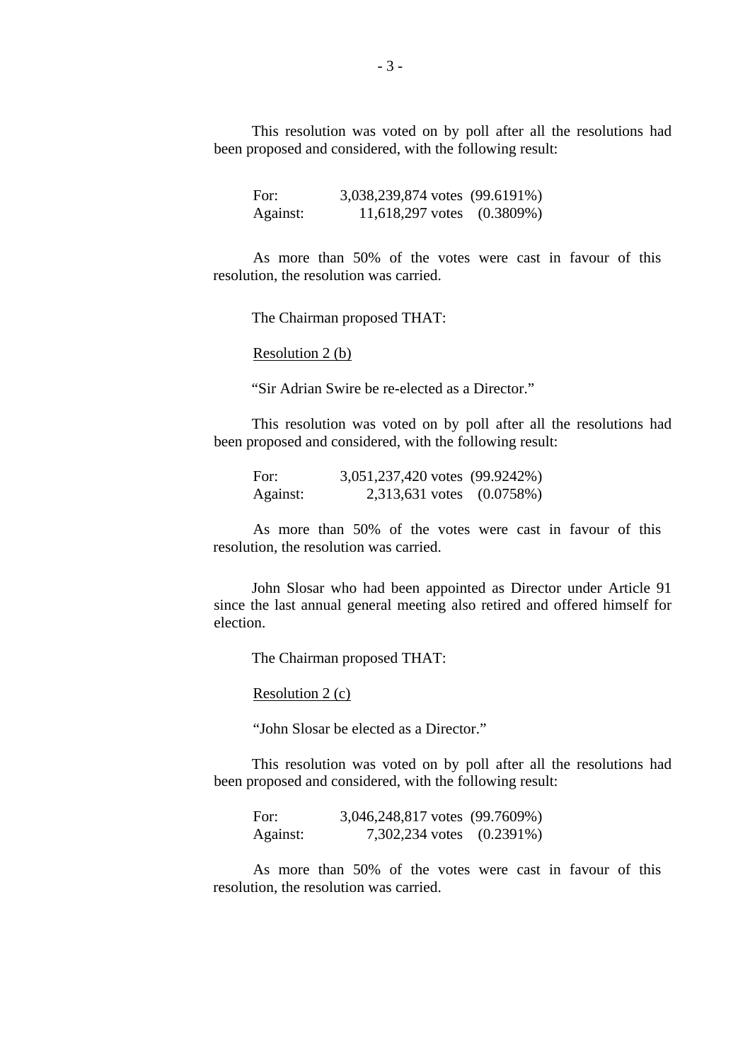This resolution was voted on by poll after all the resolutions had been proposed and considered, with the following result:

| | | |
|---|---|---|
| For: | 3,038,239,874 votes | (99.6191%) |
| Against: | 11,618,297 votes | (0.3809%) |

As more than 50% of the votes were cast in favour of this resolution, the resolution was carried.

The Chairman proposed THAT:

<u>Resolution 2 (b)</u>

"Sir Adrian Swire be re-elected as a Director."

This resolution was voted on by poll after all the resolutions had been proposed and considered, with the following result:

| | | |
|---|---|---|
| For: | 3,051,237,420 votes | (99.9242%) |
| Against: | 2,313,631 votes | (0.0758%) |

As more than 50% of the votes were cast in favour of this resolution, the resolution was carried.

John Slosar who had been appointed as Director under Article 91 since the last annual general meeting also retired and offered himself for election.

The Chairman proposed THAT:

<u>Resolution 2 (c)</u>

"John Slosar be elected as a Director."

This resolution was voted on by poll after all the resolutions had been proposed and considered, with the following result:

| | | |
|---|---|---|
| For: | 3,046,248,817 votes | (99.7609%) |
| Against: | 7,302,234 votes | (0.2391%) |

As more than 50% of the votes were cast in favour of this resolution, the resolution was carried.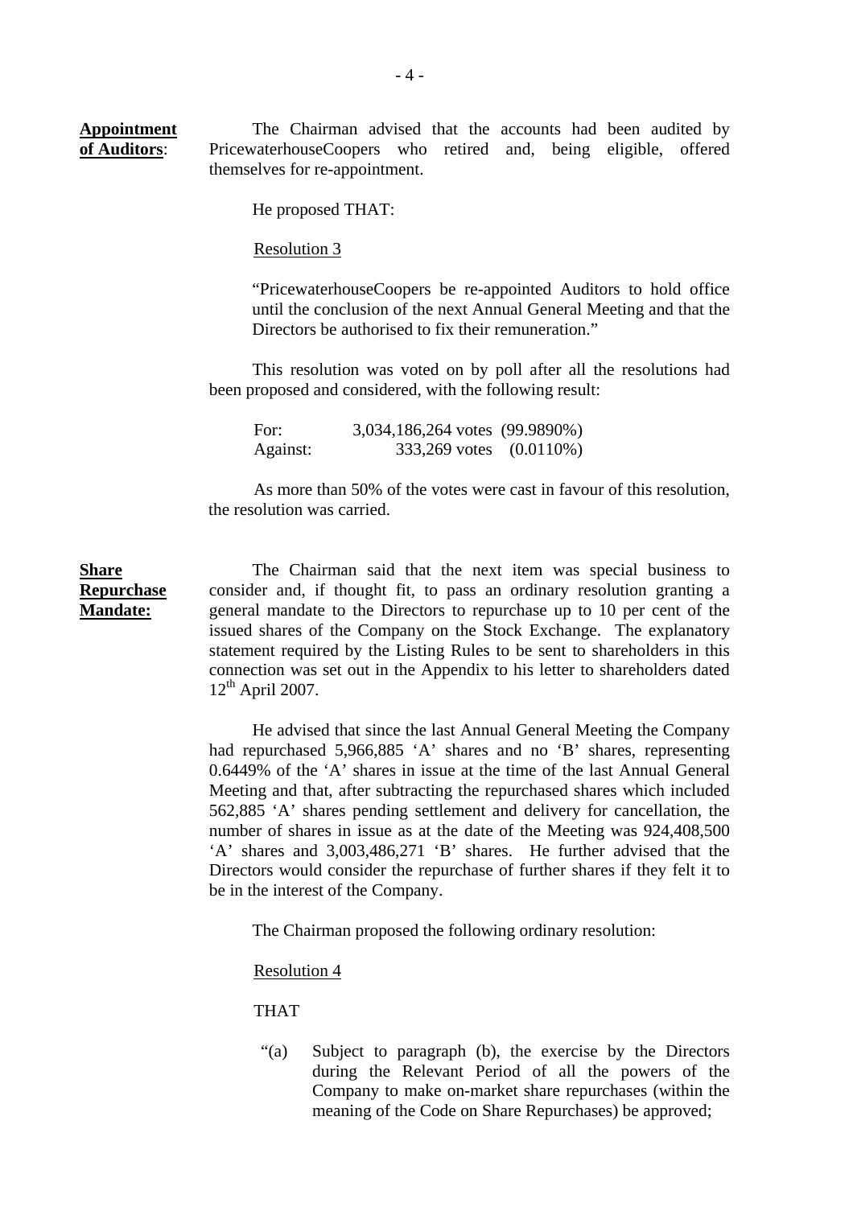**Appointment of Auditors**:

The Chairman advised that the accounts had been audited by PricewaterhouseCoopers who retired and, being eligible, offered themselves for re-appointment.

He proposed THAT:

Resolution 3

"PricewaterhouseCoopers be re-appointed Auditors to hold office until the conclusion of the next Annual General Meeting and that the Directors be authorised to fix their remuneration."

This resolution was voted on by poll after all the resolutions had been proposed and considered, with the following result:

| | | |
|---|---|---|
| For: | 3,034,186,264 votes | (99.9890%) |
| Against: | 333,269 votes | (0.0110%) |

As more than 50% of the votes were cast in favour of this resolution, the resolution was carried.

**Share Repurchase Mandate:**

The Chairman said that the next item was special business to consider and, if thought fit, to pass an ordinary resolution granting a general mandate to the Directors to repurchase up to 10 per cent of the issued shares of the Company on the Stock Exchange. The explanatory statement required by the Listing Rules to be sent to shareholders in this connection was set out in the Appendix to his letter to shareholders dated 12th April 2007.

He advised that since the last Annual General Meeting the Company had repurchased 5,966,885 'A' shares and no 'B' shares, representing 0.6449% of the 'A' shares in issue at the time of the last Annual General Meeting and that, after subtracting the repurchased shares which included 562,885 'A' shares pending settlement and delivery for cancellation, the number of shares in issue as at the date of the Meeting was 924,408,500 'A' shares and 3,003,486,271 'B' shares. He further advised that the Directors would consider the repurchase of further shares if they felt it to be in the interest of the Company.

The Chairman proposed the following ordinary resolution:

Resolution 4

THAT

"(a) Subject to paragraph (b), the exercise by the Directors during the Relevant Period of all the powers of the Company to make on-market share repurchases (within the meaning of the Code on Share Repurchases) be approved;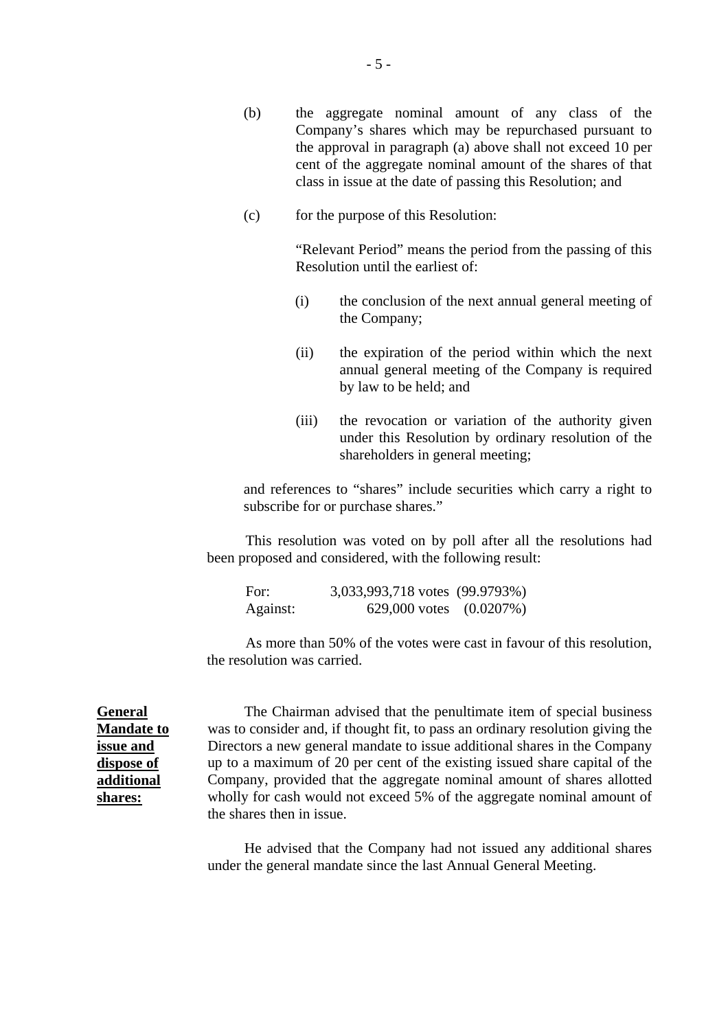(b) the aggregate nominal amount of any class of the Company's shares which may be repurchased pursuant to the approval in paragraph (a) above shall not exceed 10 per cent of the aggregate nominal amount of the shares of that class in issue at the date of passing this Resolution; and

(c) for the purpose of this Resolution:

"Relevant Period" means the period from the passing of this Resolution until the earliest of:

(i) the conclusion of the next annual general meeting of the Company;

(ii) the expiration of the period within which the next annual general meeting of the Company is required by law to be held; and

(iii) the revocation or variation of the authority given under this Resolution by ordinary resolution of the shareholders in general meeting;

and references to "shares" include securities which carry a right to subscribe for or purchase shares."

This resolution was voted on by poll after all the resolutions had been proposed and considered, with the following result:

| | | |
|---|---|---|
| For: | 3,033,993,718 votes | (99.9793%) |
| Against: | 629,000 votes | (0.0207%) |

As more than 50% of the votes were cast in favour of this resolution, the resolution was carried.

**General Mandate to issue and dispose of additional shares:**

The Chairman advised that the penultimate item of special business was to consider and, if thought fit, to pass an ordinary resolution giving the Directors a new general mandate to issue additional shares in the Company up to a maximum of 20 per cent of the existing issued share capital of the Company, provided that the aggregate nominal amount of shares allotted wholly for cash would not exceed 5% of the aggregate nominal amount of the shares then in issue.

He advised that the Company had not issued any additional shares under the general mandate since the last Annual General Meeting.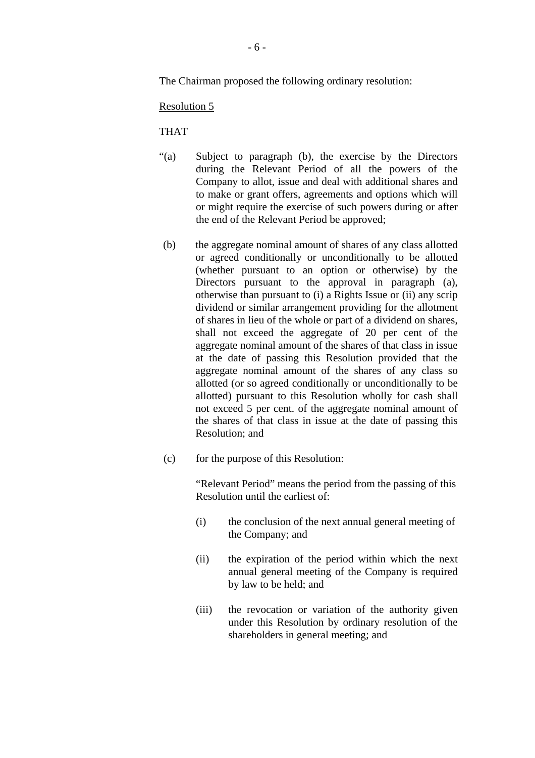The Chairman proposed the following ordinary resolution:

Resolution 5

THAT

“(a) Subject to paragraph (b), the exercise by the Directors during the Relevant Period of all the powers of the Company to allot, issue and deal with additional shares and to make or grant offers, agreements and options which will or might require the exercise of such powers during or after the end of the Relevant Period be approved;

(b) the aggregate nominal amount of shares of any class allotted or agreed conditionally or unconditionally to be allotted (whether pursuant to an option or otherwise) by the Directors pursuant to the approval in paragraph (a), otherwise than pursuant to (i) a Rights Issue or (ii) any scrip dividend or similar arrangement providing for the allotment of shares in lieu of the whole or part of a dividend on shares, shall not exceed the aggregate of 20 per cent of the aggregate nominal amount of the shares of that class in issue at the date of passing this Resolution provided that the aggregate nominal amount of the shares of any class so allotted (or so agreed conditionally or unconditionally to be allotted) pursuant to this Resolution wholly for cash shall not exceed 5 per cent. of the aggregate nominal amount of the shares of that class in issue at the date of passing this Resolution; and

(c) for the purpose of this Resolution:

“Relevant Period” means the period from the passing of this Resolution until the earliest of:

(i) the conclusion of the next annual general meeting of the Company; and

(ii) the expiration of the period within which the next annual general meeting of the Company is required by law to be held; and

(iii) the revocation or variation of the authority given under this Resolution by ordinary resolution of the shareholders in general meeting; and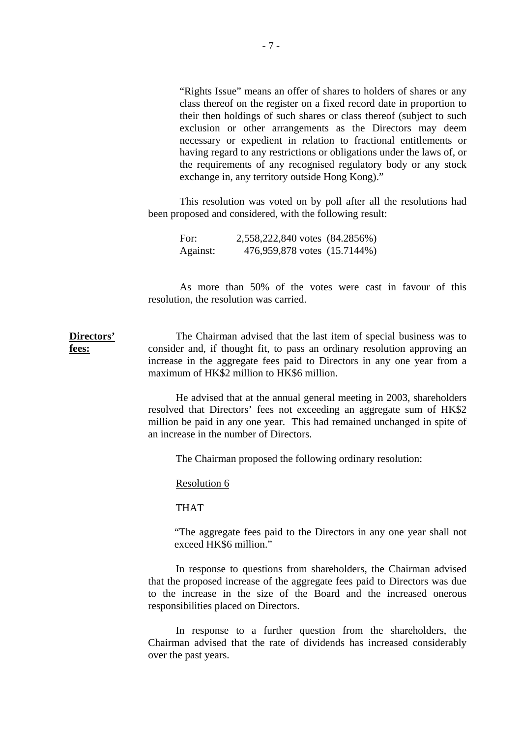"Rights Issue" means an offer of shares to holders of shares or any class thereof on the register on a fixed record date in proportion to their then holdings of such shares or class thereof (subject to such exclusion or other arrangements as the Directors may deem necessary or expedient in relation to fractional entitlements or having regard to any restrictions or obligations under the laws of, or the requirements of any recognised regulatory body or any stock exchange in, any territory outside Hong Kong)."

This resolution was voted on by poll after all the resolutions had been proposed and considered, with the following result:

| | | |
|---|---|---|
| For: | 2,558,222,840 votes | (84.2856%) |
| Against: | 476,959,878 votes | (15.7144%) |

As more than 50% of the votes were cast in favour of this resolution, the resolution was carried.

**Directors' fees:**

The Chairman advised that the last item of special business was to consider and, if thought fit, to pass an ordinary resolution approving an increase in the aggregate fees paid to Directors in any one year from a maximum of HK$2 million to HK$6 million.

He advised that at the annual general meeting in 2003, shareholders resolved that Directors' fees not exceeding an aggregate sum of HK$2 million be paid in any one year. This had remained unchanged in spite of an increase in the number of Directors.

The Chairman proposed the following ordinary resolution:

Resolution 6

THAT

"The aggregate fees paid to the Directors in any one year shall not exceed HK$6 million."

In response to questions from shareholders, the Chairman advised that the proposed increase of the aggregate fees paid to Directors was due to the increase in the size of the Board and the increased onerous responsibilities placed on Directors.

In response to a further question from the shareholders, the Chairman advised that the rate of dividends has increased considerably over the past years.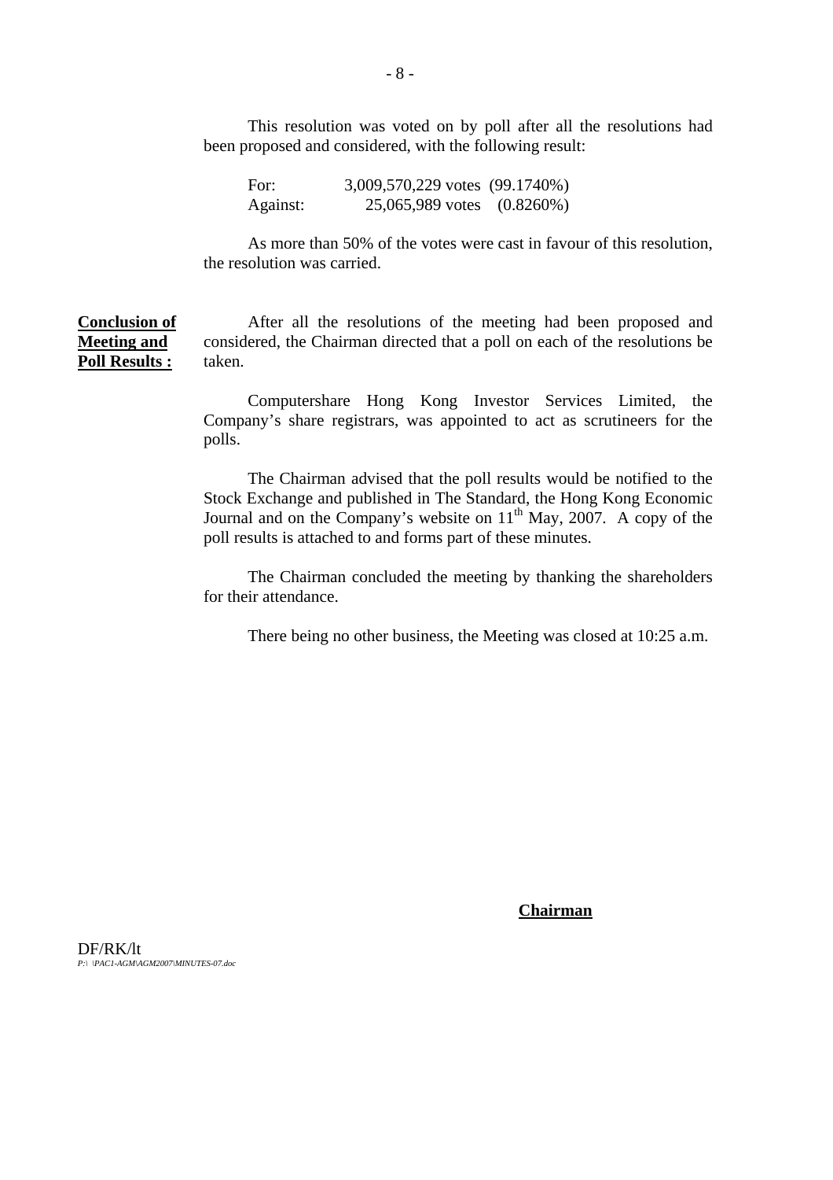This resolution was voted on by poll after all the resolutions had been proposed and considered, with the following result:

| | |
|---|---|
| For: | 3,009,570,229 votes (99.1740%) |
| Against: | 25,065,989 votes (0.8260%) |

As more than 50% of the votes were cast in favour of this resolution, the resolution was carried.

**Conclusion of Meeting and Poll Results :**

After all the resolutions of the meeting had been proposed and considered, the Chairman directed that a poll on each of the resolutions be taken.

Computershare Hong Kong Investor Services Limited, the Company's share registrars, was appointed to act as scrutineers for the polls.

The Chairman advised that the poll results would be notified to the Stock Exchange and published in The Standard, the Hong Kong Economic Journal and on the Company's website on 11th May, 2007. A copy of the poll results is attached to and forms part of these minutes.

The Chairman concluded the meeting by thanking the shareholders for their attendance.

There being no other business, the Meeting was closed at 10:25 a.m.

**Chairman**

DF/RK/lt
*P:\ \PAC1-AGM\AGM2007\MINUTES-07.doc*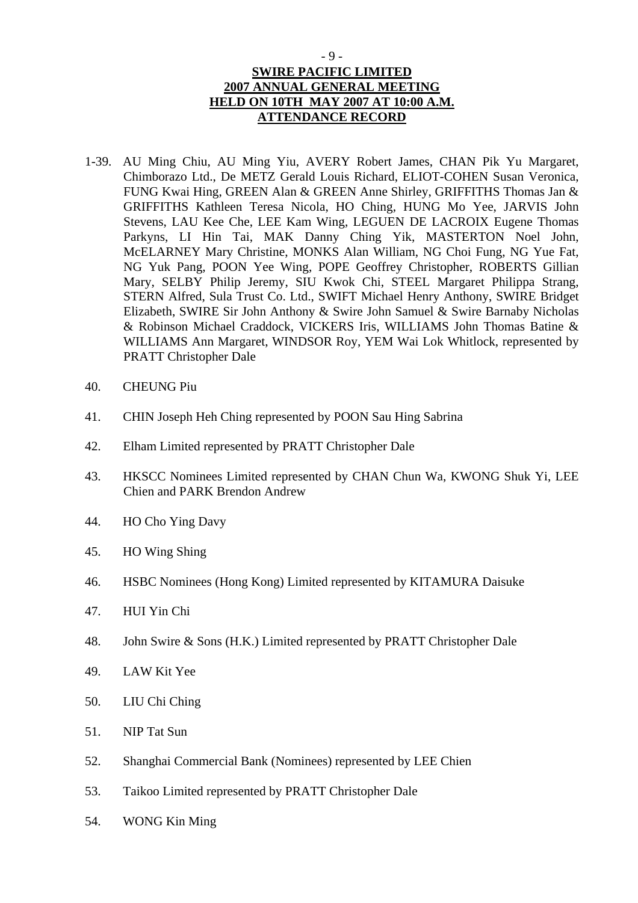**SWIRE PACIFIC LIMITED**
**2007 ANNUAL GENERAL MEETING**
**HELD ON 10TH MAY 2007 AT 10:00 A.M.**
**ATTENDANCE RECORD**

1-39. AU Ming Chiu, AU Ming Yiu, AVERY Robert James, CHAN Pik Yu Margaret, Chimborazo Ltd., De METZ Gerald Louis Richard, ELIOT-COHEN Susan Veronica, FUNG Kwai Hing, GREEN Alan & GREEN Anne Shirley, GRIFFITHS Thomas Jan & GRIFFITHS Kathleen Teresa Nicola, HO Ching, HUNG Mo Yee, JARVIS John Stevens, LAU Kee Che, LEE Kam Wing, LEGUEN DE LACROIX Eugene Thomas Parkyns, LI Hin Tai, MAK Danny Ching Yik, MASTERTON Noel John, McELARNEY Mary Christine, MONKS Alan William, NG Choi Fung, NG Yue Fat, NG Yuk Pang, POON Yee Wing, POPE Geoffrey Christopher, ROBERTS Gillian Mary, SELBY Philip Jeremy, SIU Kwok Chi, STEEL Margaret Philippa Strang, STERN Alfred, Sula Trust Co. Ltd., SWIFT Michael Henry Anthony, SWIRE Bridget Elizabeth, SWIRE Sir John Anthony & Swire John Samuel & Swire Barnaby Nicholas & Robinson Michael Craddock, VICKERS Iris, WILLIAMS John Thomas Batine & WILLIAMS Ann Margaret, WINDSOR Roy, YEM Wai Lok Whitlock, represented by PRATT Christopher Dale

40. CHEUNG Piu

41. CHIN Joseph Heh Ching represented by POON Sau Hing Sabrina

42. Elham Limited represented by PRATT Christopher Dale

43. HKSCC Nominees Limited represented by CHAN Chun Wa, KWONG Shuk Yi, LEE Chien and PARK Brendon Andrew

44. HO Cho Ying Davy

45. HO Wing Shing

46. HSBC Nominees (Hong Kong) Limited represented by KITAMURA Daisuke

47. HUI Yin Chi

48. John Swire & Sons (H.K.) Limited represented by PRATT Christopher Dale

49. LAW Kit Yee

50. LIU Chi Ching

51. NIP Tat Sun

52. Shanghai Commercial Bank (Nominees) represented by LEE Chien

53. Taikoo Limited represented by PRATT Christopher Dale

54. WONG Kin Ming